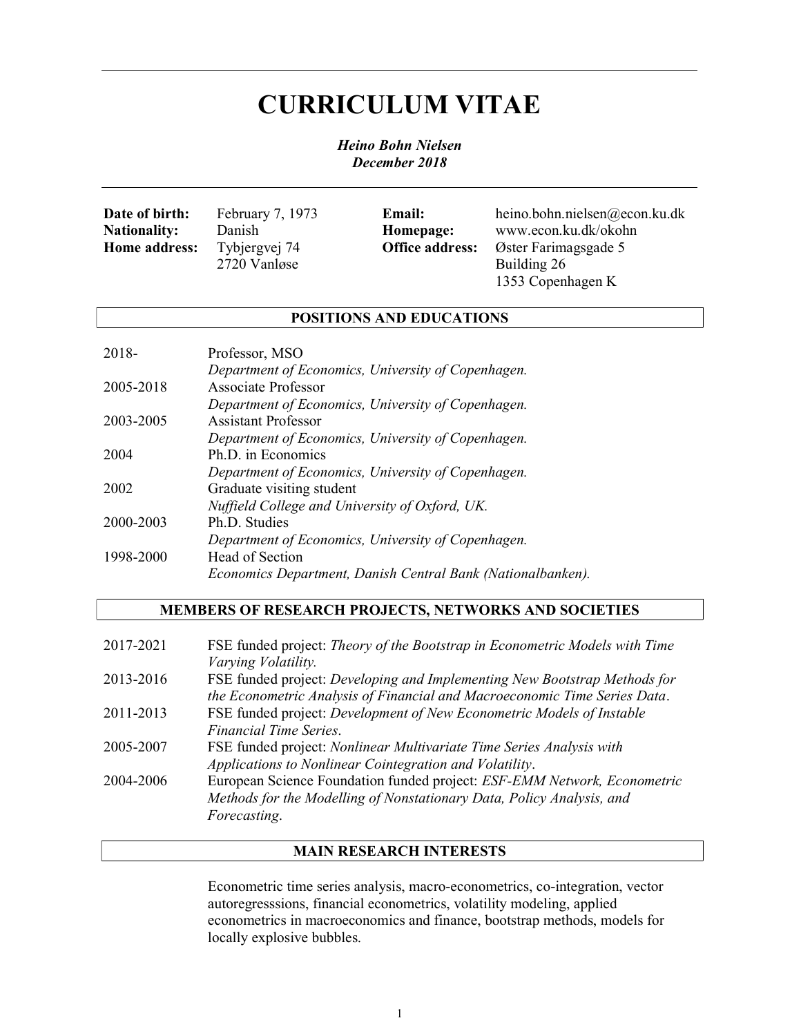# CURRICULUM VITAE

***Heino Bohn Nielsen***
***December 2018***

| | | | |
|---|---|---|---|
| **Date of birth:** | February 7, 1973 | **Email:** | heino.bohn.nielsen@econ.ku.dk |
| **Nationality:** | Danish | **Homepage:** | www.econ.ku.dk/okohn |
| **Home address:** | Tybjergvej 74<br>2720 Vanløse | **Office address:** | Øster Farimagsgade 5<br>Building 26<br>1353 Copenhagen K |

## POSITIONS AND EDUCATIONS

| | |
|---|---|
| 2018- | Professor, MSO<br>*Department of Economics, University of Copenhagen.* |
| 2005-2018 | Associate Professor<br>*Department of Economics, University of Copenhagen.* |
| 2003-2005 | Assistant Professor<br>*Department of Economics, University of Copenhagen.* |
| 2004 | Ph.D. in Economics<br>*Department of Economics, University of Copenhagen.* |
| 2002 | Graduate visiting student<br>*Nuffield College and University of Oxford, UK.* |
| 2000-2003 | Ph.D. Studies<br>*Department of Economics, University of Copenhagen.* |
| 1998-2000 | Head of Section<br>*Economics Department, Danish Central Bank (Nationalbanken).* |

## MEMBERS OF RESEARCH PROJECTS, NETWORKS AND SOCIETIES

| | |
|---|---|
| 2017-2021 | FSE funded project: *Theory of the Bootstrap in Econometric Models with Time Varying Volatility.* |
| 2013-2016 | FSE funded project: *Developing and Implementing New Bootstrap Methods for the Econometric Analysis of Financial and Macroeconomic Time Series Data*. |
| 2011-2013 | FSE funded project: *Development of New Econometric Models of Instable Financial Time Series*. |
| 2005-2007 | FSE funded project: *Nonlinear Multivariate Time Series Analysis with Applications to Nonlinear Cointegration and Volatility*. |
| 2004-2006 | European Science Foundation funded project: *ESF-EMM Network, Econometric Methods for the Modelling of Nonstationary Data, Policy Analysis, and Forecasting*. |

## MAIN RESEARCH INTERESTS

Econometric time series analysis, macro-econometrics, co-integration, vector autoregresssions, financial econometrics, volatility modeling, applied econometrics in macroeconomics and finance, bootstrap methods, models for locally explosive bubbles.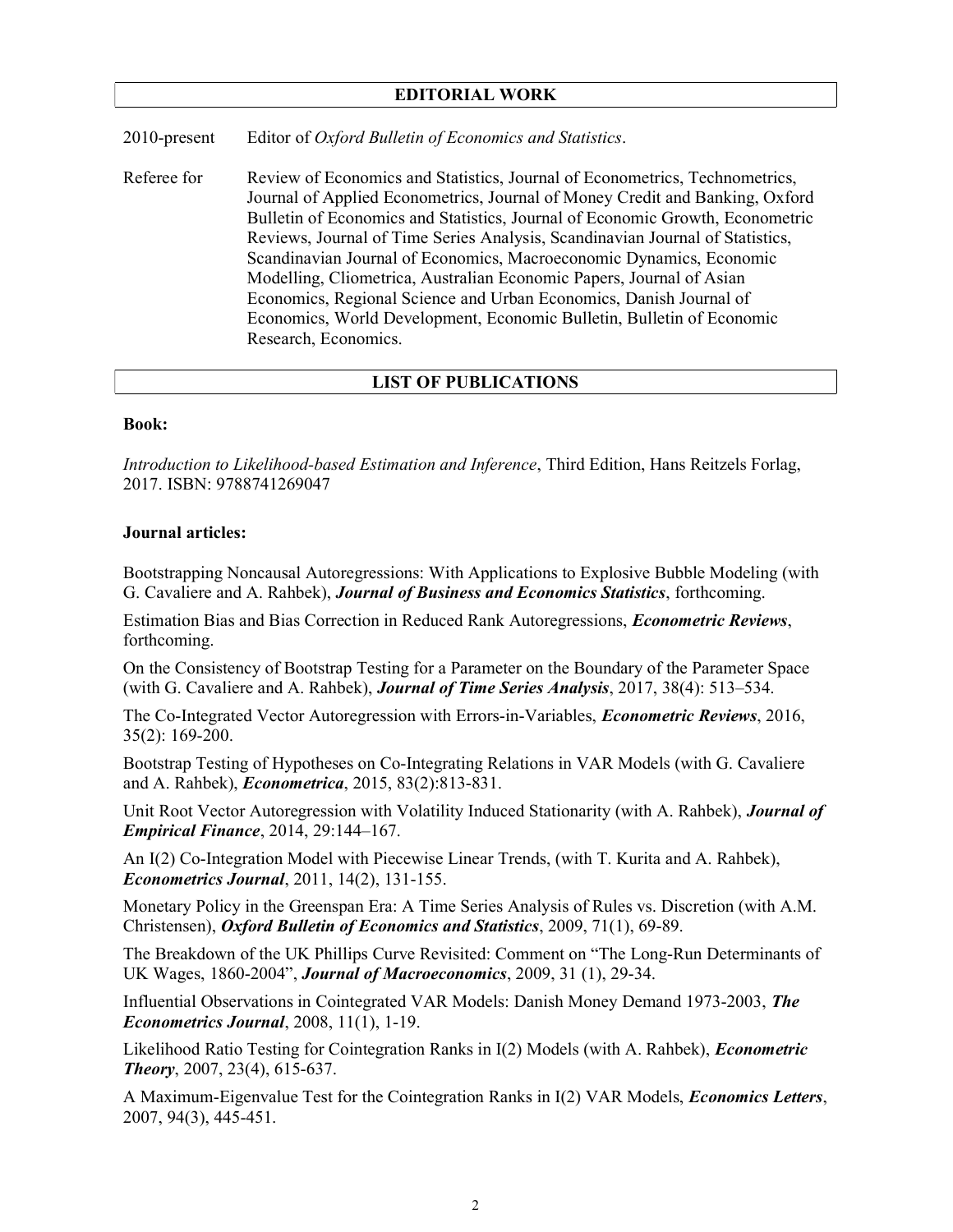## EDITORIAL WORK

2010-present Editor of *Oxford Bulletin of Economics and Statistics*.

Referee for Review of Economics and Statistics, Journal of Econometrics, Technometrics, Journal of Applied Econometrics, Journal of Money Credit and Banking, Oxford Bulletin of Economics and Statistics, Journal of Economic Growth, Econometric Reviews, Journal of Time Series Analysis, Scandinavian Journal of Statistics, Scandinavian Journal of Economics, Macroeconomic Dynamics, Economic Modelling, Cliometrica, Australian Economic Papers, Journal of Asian Economics, Regional Science and Urban Economics, Danish Journal of Economics, World Development, Economic Bulletin, Bulletin of Economic Research, Economics.

## LIST OF PUBLICATIONS

**Book:**

*Introduction to Likelihood-based Estimation and Inference*, Third Edition, Hans Reitzels Forlag, 2017. ISBN: 9788741269047

**Journal articles:**

Bootstrapping Noncausal Autoregressions: With Applications to Explosive Bubble Modeling (with G. Cavaliere and A. Rahbek), ***Journal of Business and Economics Statistics***, forthcoming.

Estimation Bias and Bias Correction in Reduced Rank Autoregressions, ***Econometric Reviews***, forthcoming.

On the Consistency of Bootstrap Testing for a Parameter on the Boundary of the Parameter Space (with G. Cavaliere and A. Rahbek), ***Journal of Time Series Analysis***, 2017, 38(4): 513–534.

The Co-Integrated Vector Autoregression with Errors-in-Variables, ***Econometric Reviews***, 2016, 35(2): 169-200.

Bootstrap Testing of Hypotheses on Co-Integrating Relations in VAR Models (with G. Cavaliere and A. Rahbek), ***Econometrica***, 2015, 83(2):813-831.

Unit Root Vector Autoregression with Volatility Induced Stationarity (with A. Rahbek), ***Journal of Empirical Finance***, 2014, 29:144–167.

An I(2) Co-Integration Model with Piecewise Linear Trends, (with T. Kurita and A. Rahbek), ***Econometrics Journal***, 2011, 14(2), 131-155.

Monetary Policy in the Greenspan Era: A Time Series Analysis of Rules vs. Discretion (with A.M. Christensen), ***Oxford Bulletin of Economics and Statistics***, 2009, 71(1), 69-89.

The Breakdown of the UK Phillips Curve Revisited: Comment on "The Long-Run Determinants of UK Wages, 1860-2004", ***Journal of Macroeconomics***, 2009, 31 (1), 29-34.

Influential Observations in Cointegrated VAR Models: Danish Money Demand 1973-2003, ***The Econometrics Journal***, 2008, 11(1), 1-19.

Likelihood Ratio Testing for Cointegration Ranks in I(2) Models (with A. Rahbek), ***Econometric Theory***, 2007, 23(4), 615-637.

A Maximum-Eigenvalue Test for the Cointegration Ranks in I(2) VAR Models, ***Economics Letters***, 2007, 94(3), 445-451.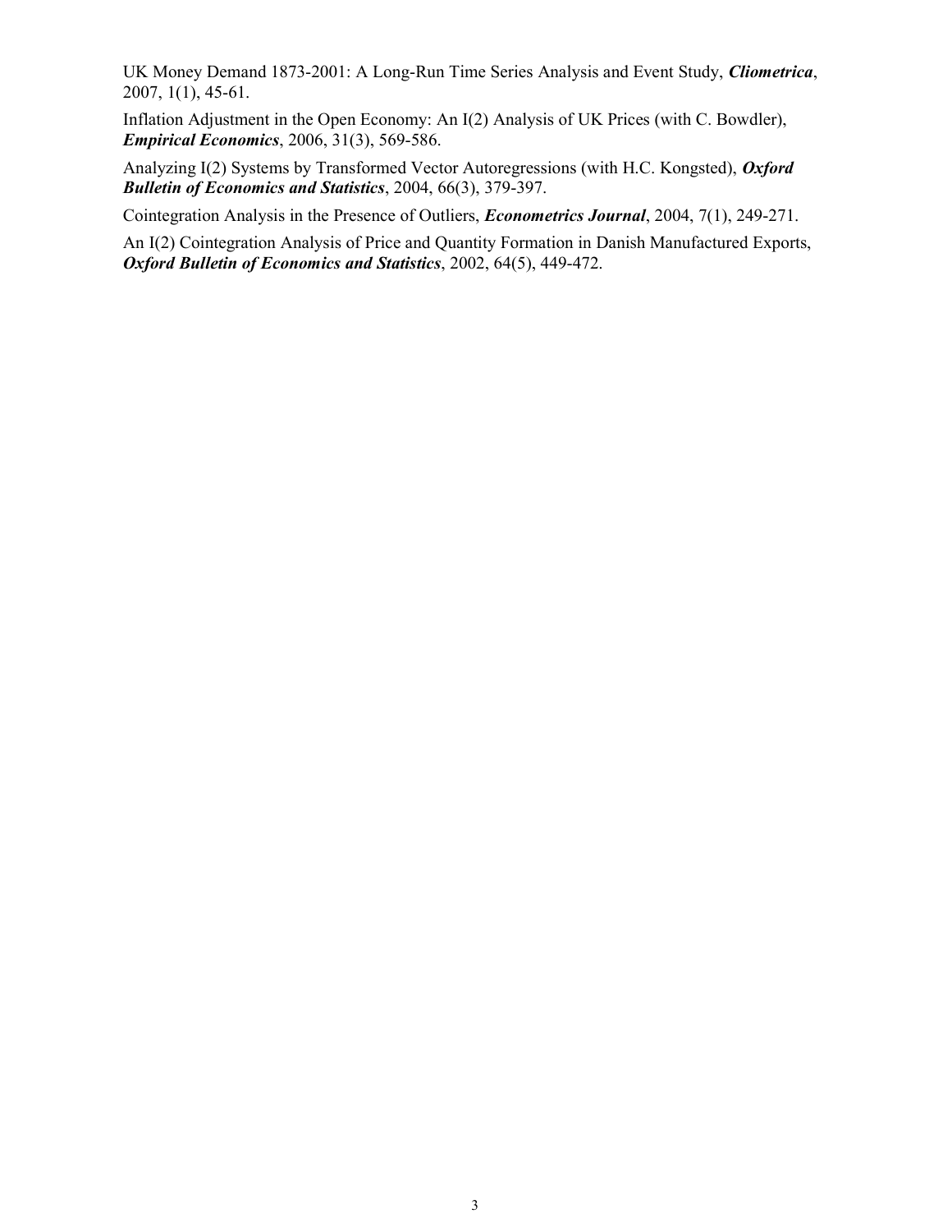UK Money Demand 1873-2001: A Long-Run Time Series Analysis and Event Study, ***Cliometrica***, 2007, 1(1), 45-61.

Inflation Adjustment in the Open Economy: An I(2) Analysis of UK Prices (with C. Bowdler), ***Empirical Economics***, 2006, 31(3), 569-586.

Analyzing I(2) Systems by Transformed Vector Autoregressions (with H.C. Kongsted), ***Oxford Bulletin of Economics and Statistics***, 2004, 66(3), 379-397.

Cointegration Analysis in the Presence of Outliers, ***Econometrics Journal***, 2004, 7(1), 249-271.

An I(2) Cointegration Analysis of Price and Quantity Formation in Danish Manufactured Exports, ***Oxford Bulletin of Economics and Statistics***, 2002, 64(5), 449-472.